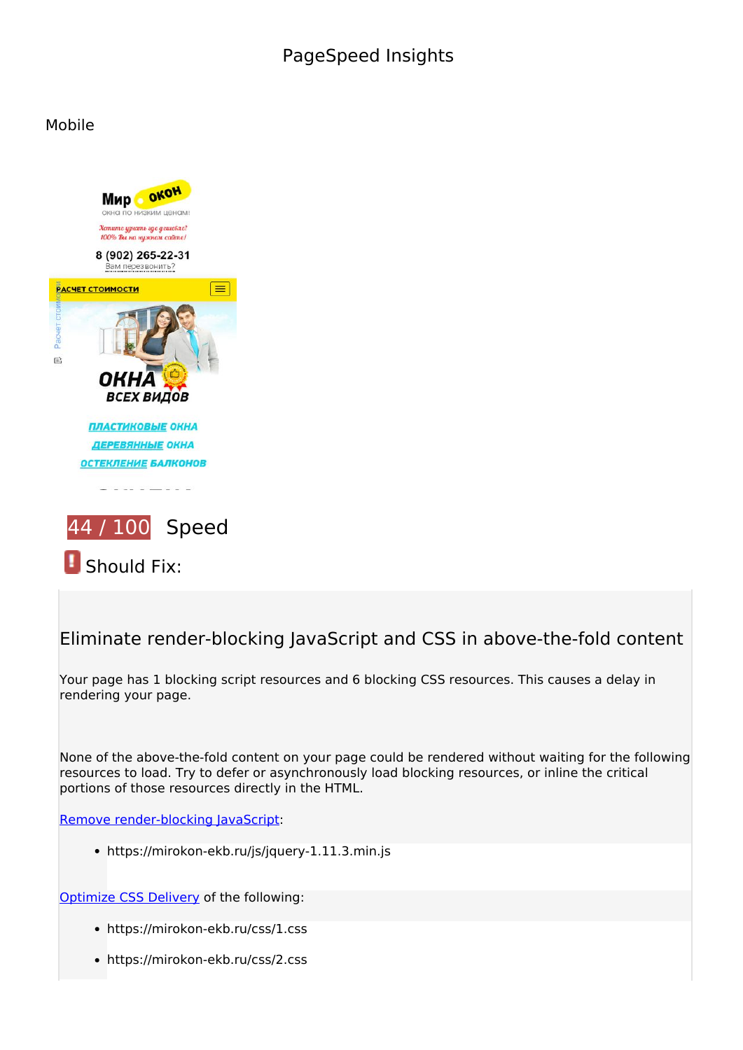# PageSpeed Insights

## Mobile

44 / 100 Speed

## Should Fix:

### Eliminate render-blocking JavaScript and CSS in above-the-fold content

Your page has 1 blocking script resources and 6 blocking CSS resources. This causes a delay in rendering your page.

None of the above-the-fold content on your page could be rendered without waiting for the following resources to load. Try to defer or asynchronously load blocking resources, or inline the critical portions of those resources directly in the HTML.

Remove render-blocking JavaScript:

- https://mirokon-ekb.ru/js/jquery-1.11.3.min.js

Optimize CSS Delivery of the following:

- https://mirokon-ekb.ru/css/1.css
- https://mirokon-ekb.ru/css/2.css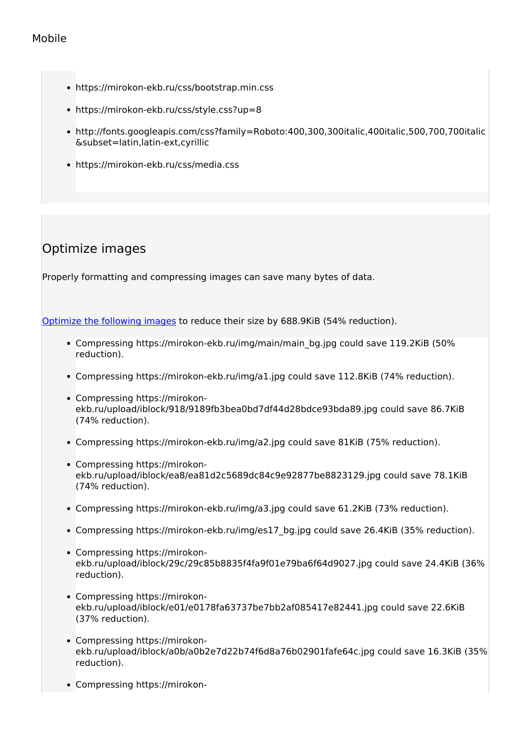Mobile

- https://mirokon-ekb.ru/css/bootstrap.min.css
- https://mirokon-ekb.ru/css/style.css?up=8
- http://fonts.googleapis.com/css?family=Roboto:400,300,300italic,400italic,500,700,700italic&subset=latin,latin-ext,cyrillic
- https://mirokon-ekb.ru/css/media.css

## Optimize images

Properly formatting and compressing images can save many bytes of data.

Optimize the following images to reduce their size by 688.9KiB (54% reduction).

- Compressing https://mirokon-ekb.ru/img/main/main_bg.jpg could save 119.2KiB (50% reduction).
- Compressing https://mirokon-ekb.ru/img/a1.jpg could save 112.8KiB (74% reduction).
- Compressing https://mirokon-ekb.ru/upload/iblock/918/9189fb3bea0bd7df44d28bdce93bda89.jpg could save 86.7KiB (74% reduction).
- Compressing https://mirokon-ekb.ru/img/a2.jpg could save 81KiB (75% reduction).
- Compressing https://mirokon-ekb.ru/upload/iblock/ea8/ea81d2c5689dc84c9e92877be8823129.jpg could save 78.1KiB (74% reduction).
- Compressing https://mirokon-ekb.ru/img/a3.jpg could save 61.2KiB (73% reduction).
- Compressing https://mirokon-ekb.ru/img/es17_bg.jpg could save 26.4KiB (35% reduction).
- Compressing https://mirokon-ekb.ru/upload/iblock/29c/29c85b8835f4fa9f01e79ba6f64d9027.jpg could save 24.4KiB (36% reduction).
- Compressing https://mirokon-ekb.ru/upload/iblock/e01/e0178fa63737be7bb2af085417e82441.jpg could save 22.6KiB (37% reduction).
- Compressing https://mirokon-ekb.ru/upload/iblock/a0b/a0b2e7d22b74f6d8a76b02901fafe64c.jpg could save 16.3KiB (35% reduction).
- Compressing https://mirokon-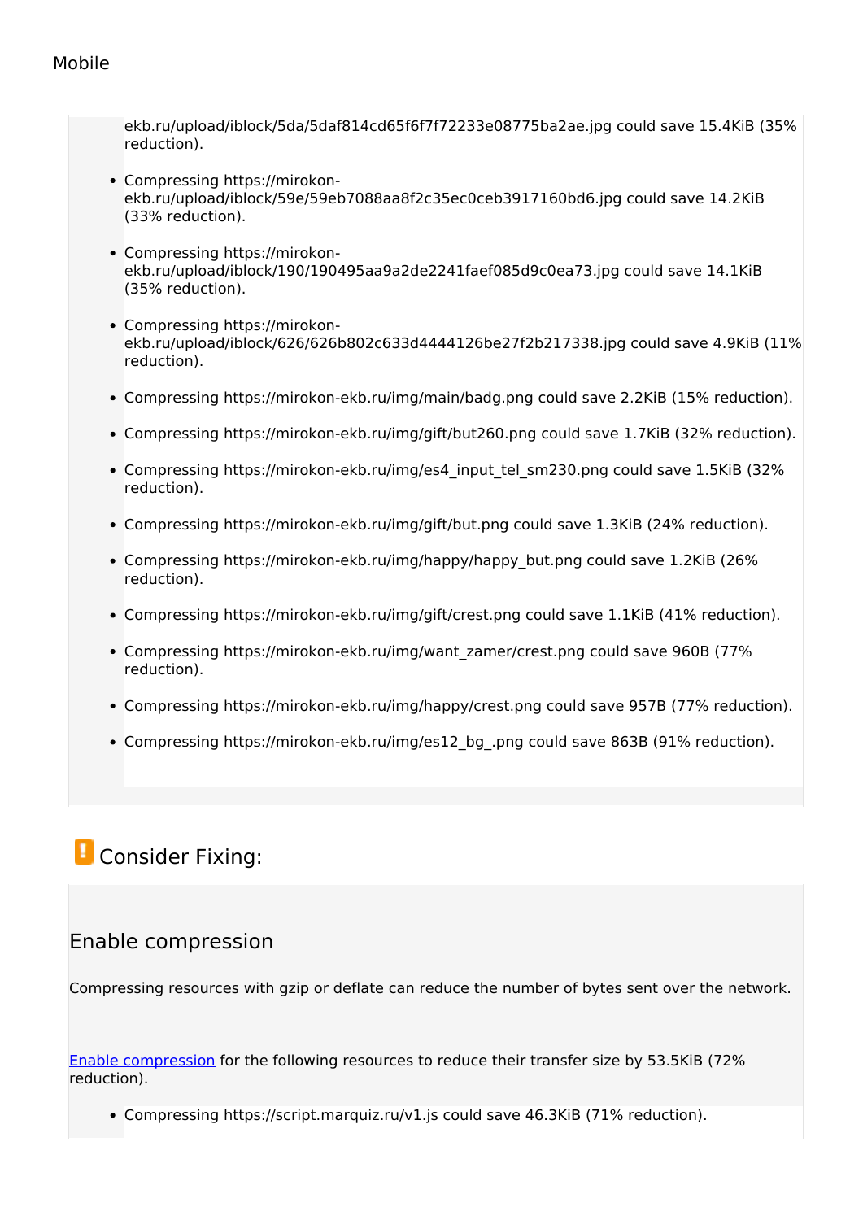Mobile

ekb.ru/upload/iblock/5da/5daf814cd65f6f7f72233e08775ba2ae.jpg could save 15.4KiB (35% reduction).

- Compressing https://mirokon-ekb.ru/upload/iblock/59e/59eb7088aa8f2c35ec0ceb3917160bd6.jpg could save 14.2KiB (33% reduction).
- Compressing https://mirokon-ekb.ru/upload/iblock/190/190495aa9a2de2241faef085d9c0ea73.jpg could save 14.1KiB (35% reduction).
- Compressing https://mirokon-ekb.ru/upload/iblock/626/626b802c633d4444126be27f2b217338.jpg could save 4.9KiB (11% reduction).
- Compressing https://mirokon-ekb.ru/img/main/badg.png could save 2.2KiB (15% reduction).
- Compressing https://mirokon-ekb.ru/img/gift/but260.png could save 1.7KiB (32% reduction).
- Compressing https://mirokon-ekb.ru/img/es4_input_tel_sm230.png could save 1.5KiB (32% reduction).
- Compressing https://mirokon-ekb.ru/img/gift/but.png could save 1.3KiB (24% reduction).
- Compressing https://mirokon-ekb.ru/img/happy/happy_but.png could save 1.2KiB (26% reduction).
- Compressing https://mirokon-ekb.ru/img/gift/crest.png could save 1.1KiB (41% reduction).
- Compressing https://mirokon-ekb.ru/img/want_zamer/crest.png could save 960B (77% reduction).
- Compressing https://mirokon-ekb.ru/img/happy/crest.png could save 957B (77% reduction).
- Compressing https://mirokon-ekb.ru/img/es12_bg_.png could save 863B (91% reduction).

## Consider Fixing:

### Enable compression

Compressing resources with gzip or deflate can reduce the number of bytes sent over the network.

Enable compression for the following resources to reduce their transfer size by 53.5KiB (72% reduction).

- Compressing https://script.marquiz.ru/v1.js could save 46.3KiB (71% reduction).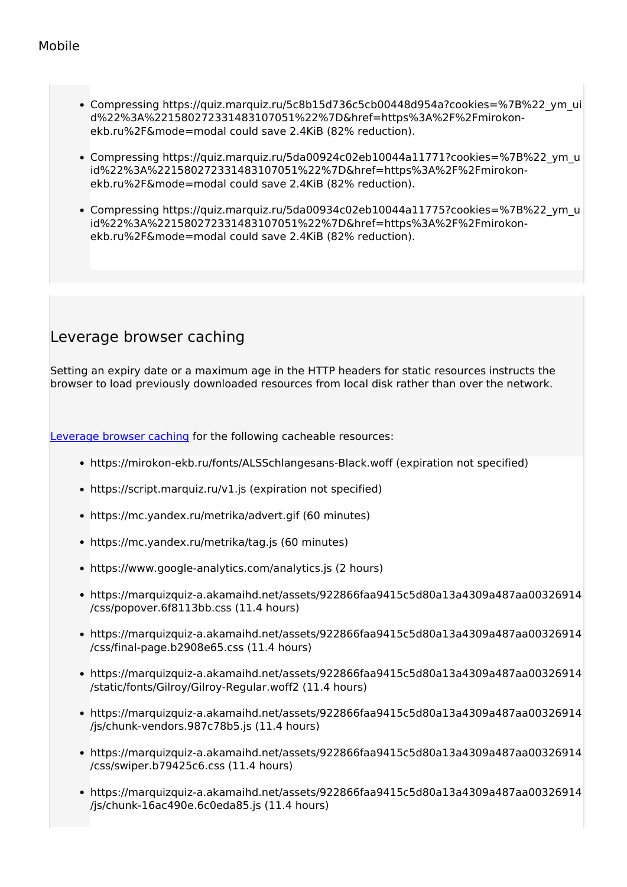Mobile

- Compressing https://quiz.marquiz.ru/5c8b15d736c5cb00448d954a?cookies=%7B%22_ym_uid%22%3A%22158027233148310705 1%22%7D&href=https%3A%2F%2Fmirokon-ekb.ru%2F&mode=modal could save 2.4KiB (82% reduction).
- Compressing https://quiz.marquiz.ru/5da00924c02eb10044a11771?cookies=%7B%22_ym_uid%22%3A%22158027233148310705 1%22%7D&href=https%3A%2F%2Fmirokon-ekb.ru%2F&mode=modal could save 2.4KiB (82% reduction).
- Compressing https://quiz.marquiz.ru/5da00934c02eb10044a11775?cookies=%7B%22_ym_uid%22%3A%22158027233148310705 1%22%7D&href=https%3A%2F%2Fmirokon-ekb.ru%2F&mode=modal could save 2.4KiB (82% reduction).

## Leverage browser caching

Setting an expiry date or a maximum age in the HTTP headers for static resources instructs the browser to load previously downloaded resources from local disk rather than over the network.

Leverage browser caching for the following cacheable resources:

- https://mirokon-ekb.ru/fonts/ALSSchlangesans-Black.woff (expiration not specified)
- https://script.marquiz.ru/v1.js (expiration not specified)
- https://mc.yandex.ru/metrika/advert.gif (60 minutes)
- https://mc.yandex.ru/metrika/tag.js (60 minutes)
- https://www.google-analytics.com/analytics.js (2 hours)
- https://marquizquiz-a.akamaihd.net/assets/922866faa9415c5d80a13a4309a487aa00326914/css/popover.6f8113bb.css (11.4 hours)
- https://marquizquiz-a.akamaihd.net/assets/922866faa9415c5d80a13a4309a487aa00326914/css/final-page.b2908e65.css (11.4 hours)
- https://marquizquiz-a.akamaihd.net/assets/922866faa9415c5d80a13a4309a487aa00326914/static/fonts/Gilroy/Gilroy-Regular.woff2 (11.4 hours)
- https://marquizquiz-a.akamaihd.net/assets/922866faa9415c5d80a13a4309a487aa00326914/js/chunk-vendors.987c78b5.js (11.4 hours)
- https://marquizquiz-a.akamaihd.net/assets/922866faa9415c5d80a13a4309a487aa00326914/css/swiper.b79425c6.css (11.4 hours)
- https://marquizquiz-a.akamaihd.net/assets/922866faa9415c5d80a13a4309a487aa00326914/js/chunk-16ac490e.6c0eda85.js (11.4 hours)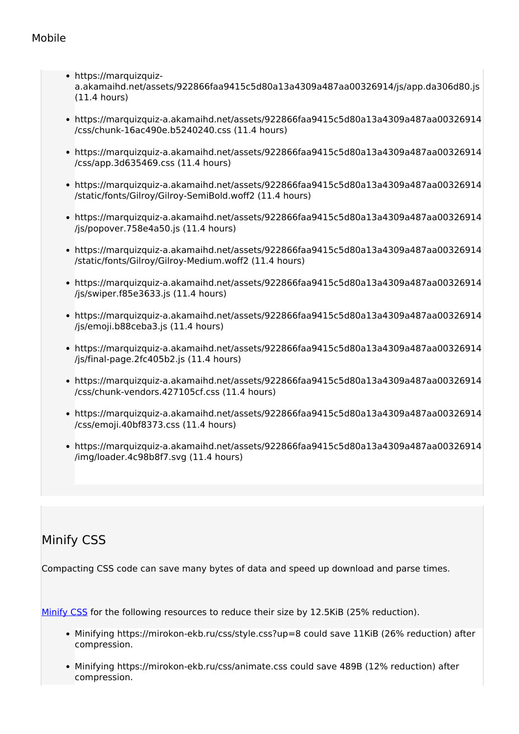Mobile

- https://marquizquiz-a.akamaihd.net/assets/922866faa9415c5d80a13a4309a487aa00326914/js/app.da306d80.js (11.4 hours)
- https://marquizquiz-a.akamaihd.net/assets/922866faa9415c5d80a13a4309a487aa00326914/css/chunk-16ac490e.b5240240.css (11.4 hours)
- https://marquizquiz-a.akamaihd.net/assets/922866faa9415c5d80a13a4309a487aa00326914/css/app.3d635469.css (11.4 hours)
- https://marquizquiz-a.akamaihd.net/assets/922866faa9415c5d80a13a4309a487aa00326914/static/fonts/Gilroy/Gilroy-SemiBold.woff2 (11.4 hours)
- https://marquizquiz-a.akamaihd.net/assets/922866faa9415c5d80a13a4309a487aa00326914/js/popover.758e4a50.js (11.4 hours)
- https://marquizquiz-a.akamaihd.net/assets/922866faa9415c5d80a13a4309a487aa00326914/static/fonts/Gilroy/Gilroy-Medium.woff2 (11.4 hours)
- https://marquizquiz-a.akamaihd.net/assets/922866faa9415c5d80a13a4309a487aa00326914/js/swiper.f85e3633.js (11.4 hours)
- https://marquizquiz-a.akamaihd.net/assets/922866faa9415c5d80a13a4309a487aa00326914/js/emoji.b88ceba3.js (11.4 hours)
- https://marquizquiz-a.akamaihd.net/assets/922866faa9415c5d80a13a4309a487aa00326914/js/final-page.2fc405b2.js (11.4 hours)
- https://marquizquiz-a.akamaihd.net/assets/922866faa9415c5d80a13a4309a487aa00326914/css/chunk-vendors.427105cf.css (11.4 hours)
- https://marquizquiz-a.akamaihd.net/assets/922866faa9415c5d80a13a4309a487aa00326914/css/emoji.40bf8373.css (11.4 hours)
- https://marquizquiz-a.akamaihd.net/assets/922866faa9415c5d80a13a4309a487aa00326914/img/loader.4c98b8f7.svg (11.4 hours)

## Minify CSS

Compacting CSS code can save many bytes of data and speed up download and parse times.

Minify CSS for the following resources to reduce their size by 12.5KiB (25% reduction).

- Minifying https://mirokon-ekb.ru/css/style.css?up=8 could save 11KiB (26% reduction) after compression.
- Minifying https://mirokon-ekb.ru/css/animate.css could save 489B (12% reduction) after compression.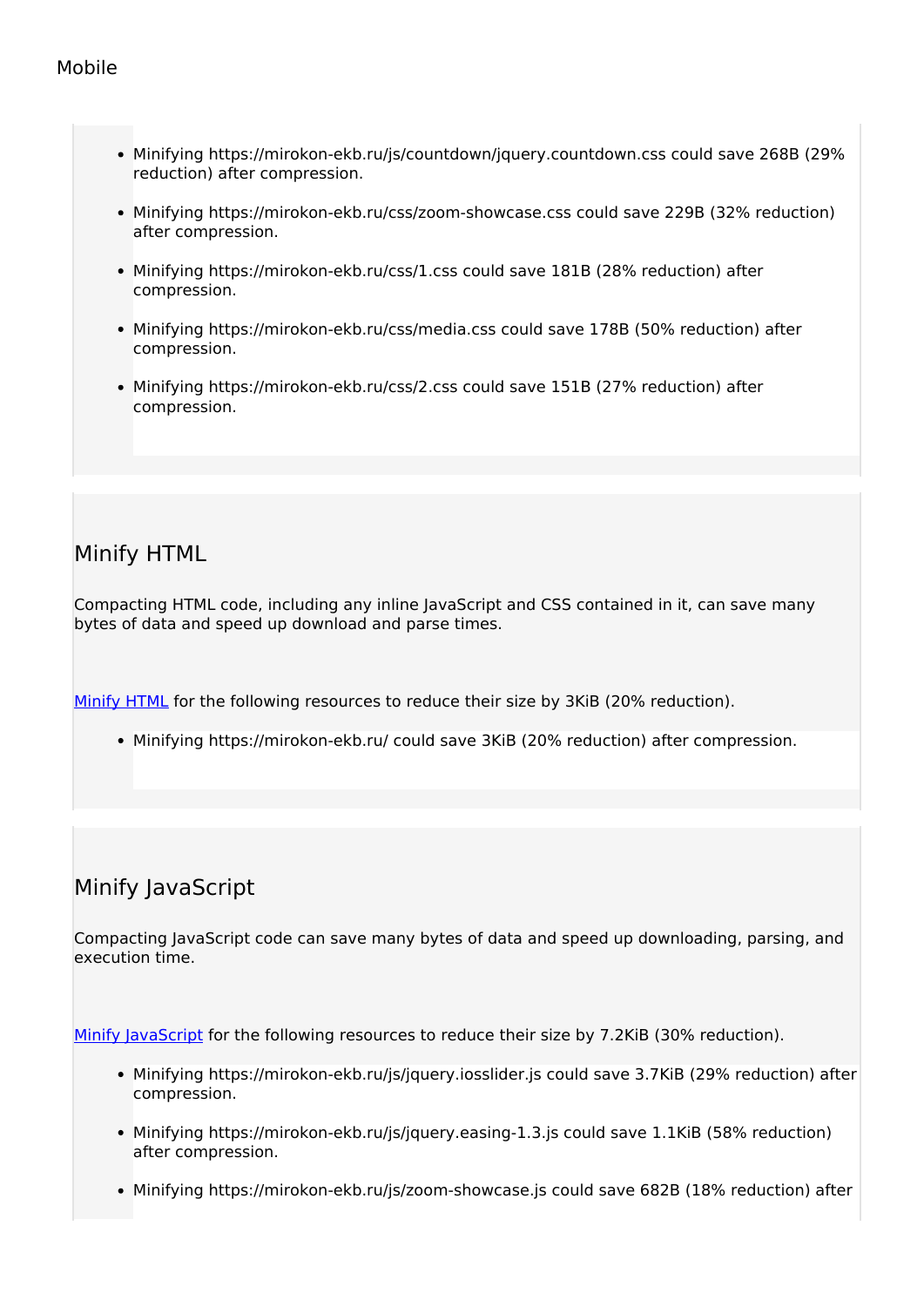Mobile

- Minifying https://mirokon-ekb.ru/js/countdown/jquery.countdown.css could save 268B (29% reduction) after compression.
- Minifying https://mirokon-ekb.ru/css/zoom-showcase.css could save 229B (32% reduction) after compression.
- Minifying https://mirokon-ekb.ru/css/1.css could save 181B (28% reduction) after compression.
- Minifying https://mirokon-ekb.ru/css/media.css could save 178B (50% reduction) after compression.
- Minifying https://mirokon-ekb.ru/css/2.css could save 151B (27% reduction) after compression.

## Minify HTML

Compacting HTML code, including any inline JavaScript and CSS contained in it, can save many bytes of data and speed up download and parse times.

Minify HTML for the following resources to reduce their size by 3KiB (20% reduction).

- Minifying https://mirokon-ekb.ru/ could save 3KiB (20% reduction) after compression.

## Minify JavaScript

Compacting JavaScript code can save many bytes of data and speed up downloading, parsing, and execution time.

Minify JavaScript for the following resources to reduce their size by 7.2KiB (30% reduction).

- Minifying https://mirokon-ekb.ru/js/jquery.iosslider.js could save 3.7KiB (29% reduction) after compression.
- Minifying https://mirokon-ekb.ru/js/jquery.easing-1.3.js could save 1.1KiB (58% reduction) after compression.
- Minifying https://mirokon-ekb.ru/js/zoom-showcase.js could save 682B (18% reduction) after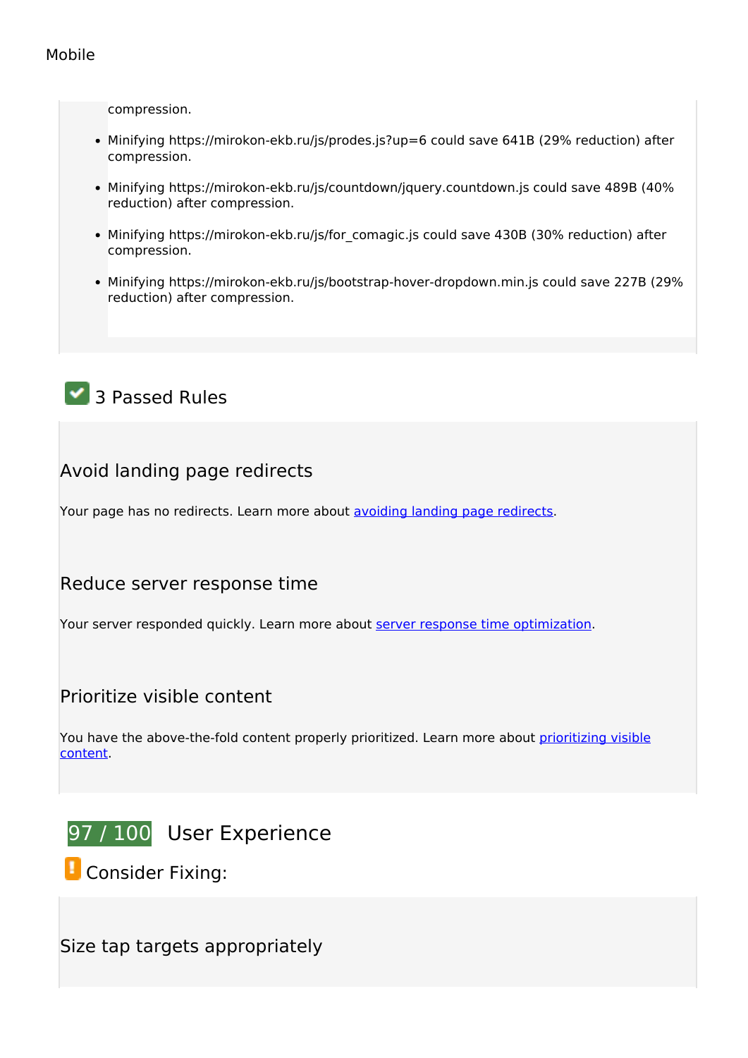Mobile

compression.

- Minifying https://mirokon-ekb.ru/js/prodes.js?up=6 could save 641B (29% reduction) after compression.
- Minifying https://mirokon-ekb.ru/js/countdown/jquery.countdown.js could save 489B (40% reduction) after compression.
- Minifying https://mirokon-ekb.ru/js/for_comagic.js could save 430B (30% reduction) after compression.
- Minifying https://mirokon-ekb.ru/js/bootstrap-hover-dropdown.min.js could save 227B (29% reduction) after compression.

## 3 Passed Rules

### Avoid landing page redirects

Your page has no redirects. Learn more about avoiding landing page redirects.

### Reduce server response time

Your server responded quickly. Learn more about server response time optimization.

### Prioritize visible content

You have the above-the-fold content properly prioritized. Learn more about prioritizing visible content.

## 97 / 100 User Experience

Consider Fixing:

### Size tap targets appropriately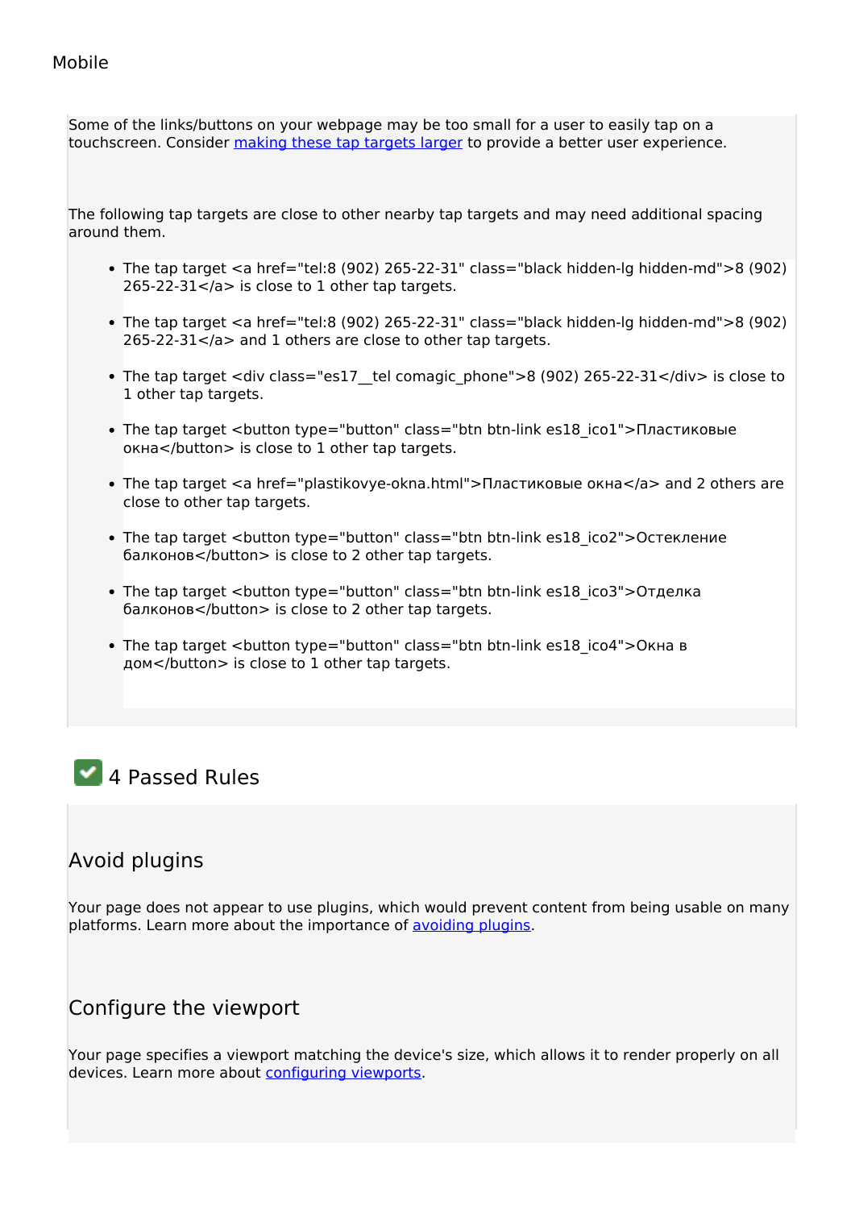Mobile

Some of the links/buttons on your webpage may be too small for a user to easily tap on a touchscreen. Consider making these tap targets larger to provide a better user experience.

The following tap targets are close to other nearby tap targets and may need additional spacing around them.

- The tap target <a href="tel:8 (902) 265-22-31" class="black hidden-lg hidden-md">8 (902) 265-22-31</a> is close to 1 other tap targets.
- The tap target <a href="tel:8 (902) 265-22-31" class="black hidden-lg hidden-md">8 (902) 265-22-31</a> and 1 others are close to other tap targets.
- The tap target <div class="es17__tel comagic_phone">8 (902) 265-22-31</div> is close to 1 other tap targets.
- The tap target <button type="button" class="btn btn-link es18_ico1">Пластиковые окна</button> is close to 1 other tap targets.
- The tap target <a href="plastikovye-okna.html">Пластиковые окна</a> and 2 others are close to other tap targets.
- The tap target <button type="button" class="btn btn-link es18_ico2">Остекление балконов</button> is close to 2 other tap targets.
- The tap target <button type="button" class="btn btn-link es18_ico3">Отделка балконов</button> is close to 2 other tap targets.
- The tap target <button type="button" class="btn btn-link es18_ico4">Окна в дом</button> is close to 1 other tap targets.

## 4 Passed Rules

### Avoid plugins

Your page does not appear to use plugins, which would prevent content from being usable on many platforms. Learn more about the importance of avoiding plugins.

### Configure the viewport

Your page specifies a viewport matching the device's size, which allows it to render properly on all devices. Learn more about configuring viewports.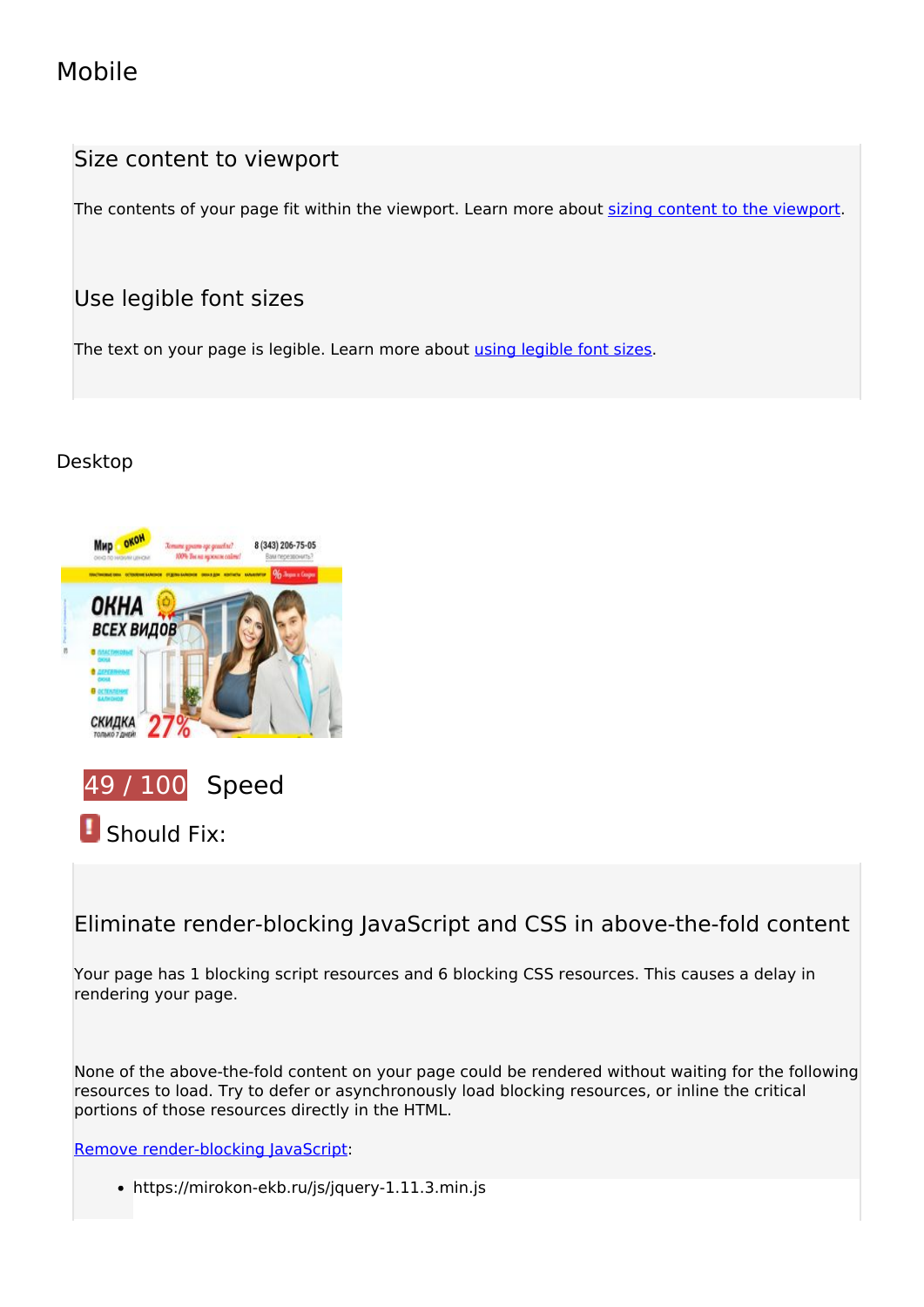## Mobile

### Size content to viewport

The contents of your page fit within the viewport. Learn more about [sizing content to the viewport](#).

### Use legible font sizes

The text on your page is legible. Learn more about [using legible font sizes](#).

## Desktop

**49 / 100** Speed

**Should Fix:**

### Eliminate render-blocking JavaScript and CSS in above-the-fold content

Your page has 1 blocking script resources and 6 blocking CSS resources. This causes a delay in rendering your page.

None of the above-the-fold content on your page could be rendered without waiting for the following resources to load. Try to defer or asynchronously load blocking resources, or inline the critical portions of those resources directly in the HTML.

[Remove render-blocking JavaScript](#):

- https://mirokon-ekb.ru/js/jquery-1.11.3.min.js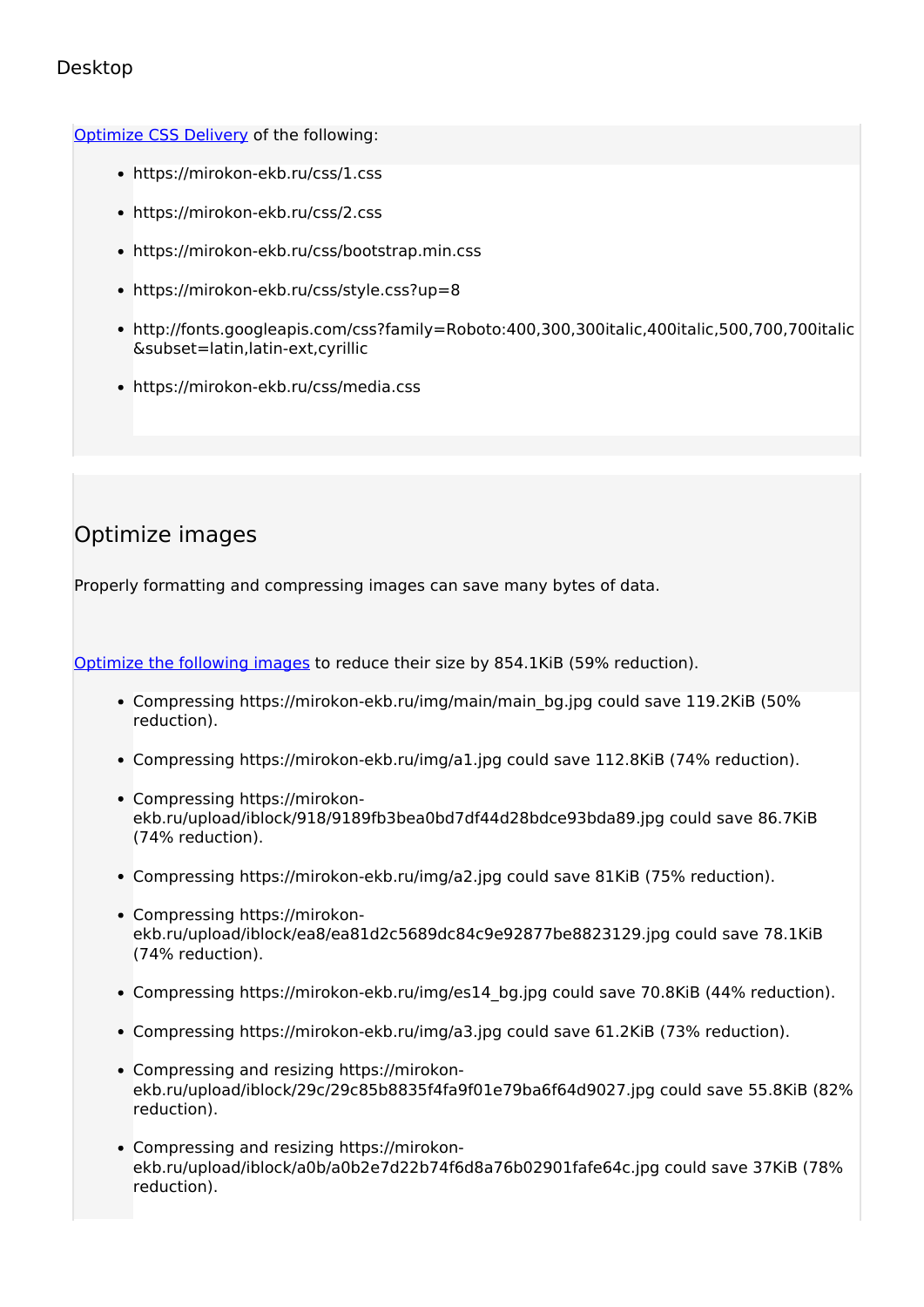Desktop

Optimize CSS Delivery of the following:

- https://mirokon-ekb.ru/css/1.css
- https://mirokon-ekb.ru/css/2.css
- https://mirokon-ekb.ru/css/bootstrap.min.css
- https://mirokon-ekb.ru/css/style.css?up=8
- http://fonts.googleapis.com/css?family=Roboto:400,300,300italic,400italic,500,700,700italic&subset=latin,latin-ext,cyrillic
- https://mirokon-ekb.ru/css/media.css

## Optimize images

Properly formatting and compressing images can save many bytes of data.

Optimize the following images to reduce their size by 854.1KiB (59% reduction).

- Compressing https://mirokon-ekb.ru/img/main/main_bg.jpg could save 119.2KiB (50% reduction).
- Compressing https://mirokon-ekb.ru/img/a1.jpg could save 112.8KiB (74% reduction).
- Compressing https://mirokon-ekb.ru/upload/iblock/918/9189fb3bea0bd7df44d28bdce93bda89.jpg could save 86.7KiB (74% reduction).
- Compressing https://mirokon-ekb.ru/img/a2.jpg could save 81KiB (75% reduction).
- Compressing https://mirokon-ekb.ru/upload/iblock/ea8/ea81d2c5689dc84c9e92877be8823129.jpg could save 78.1KiB (74% reduction).
- Compressing https://mirokon-ekb.ru/img/es14_bg.jpg could save 70.8KiB (44% reduction).
- Compressing https://mirokon-ekb.ru/img/a3.jpg could save 61.2KiB (73% reduction).
- Compressing and resizing https://mirokon-ekb.ru/upload/iblock/29c/29c85b8835f4fa9f01e79ba6f64d9027.jpg could save 55.8KiB (82% reduction).
- Compressing and resizing https://mirokon-ekb.ru/upload/iblock/a0b/a0b2e7d22b74f6d8a76b02901fafe64c.jpg could save 37KiB (78% reduction).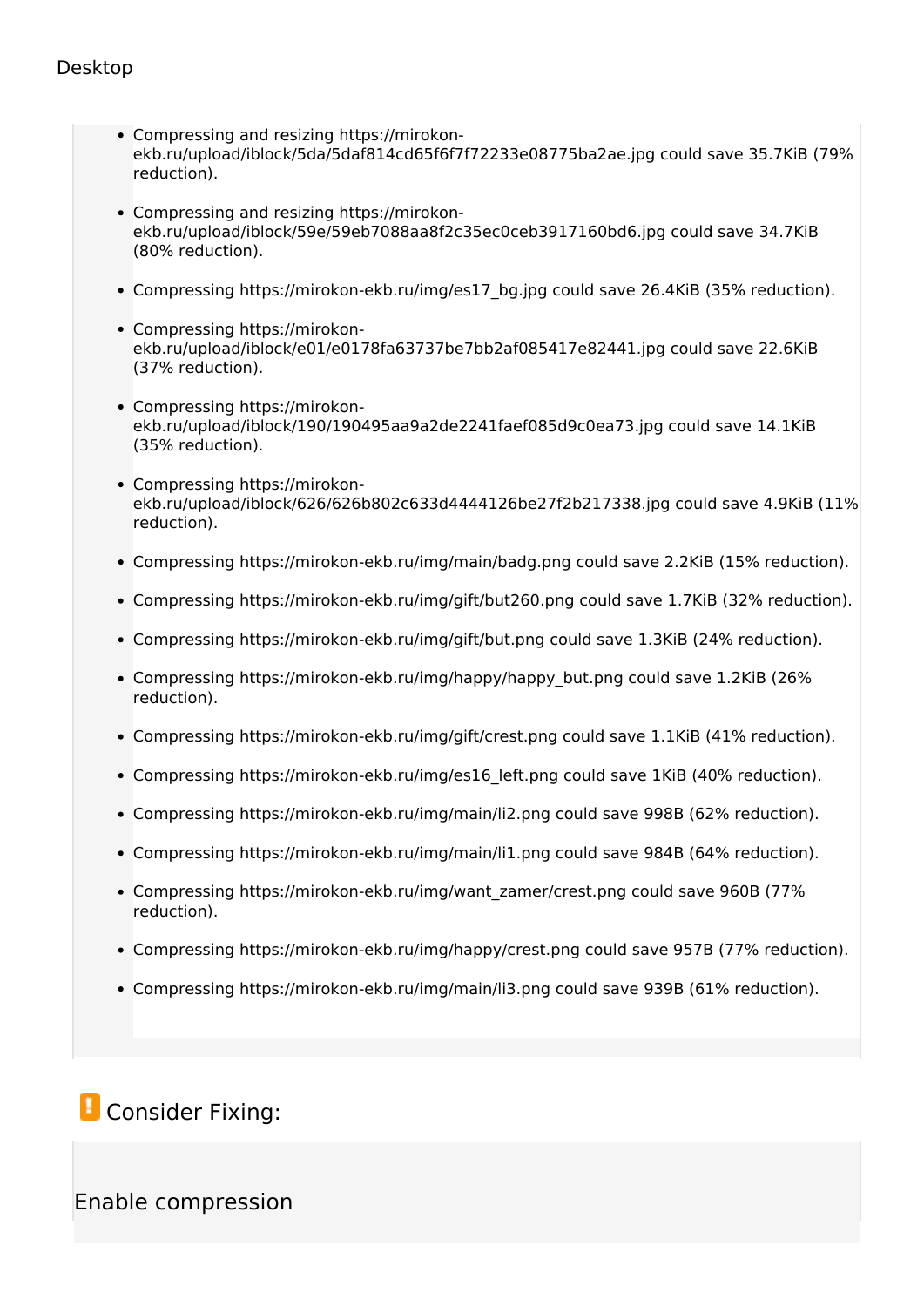Desktop

- Compressing and resizing https://mirokon-ekb.ru/upload/iblock/5da/5daf814cd65f6f7f72233e08775ba2ae.jpg could save 35.7KiB (79% reduction).
- Compressing and resizing https://mirokon-ekb.ru/upload/iblock/59e/59eb7088aa8f2c35ec0ceb3917160bd6.jpg could save 34.7KiB (80% reduction).
- Compressing https://mirokon-ekb.ru/img/es17_bg.jpg could save 26.4KiB (35% reduction).
- Compressing https://mirokon-ekb.ru/upload/iblock/e01/e0178fa63737be7bb2af085417e82441.jpg could save 22.6KiB (37% reduction).
- Compressing https://mirokon-ekb.ru/upload/iblock/190/190495aa9a2de2241faef085d9c0ea73.jpg could save 14.1KiB (35% reduction).
- Compressing https://mirokon-ekb.ru/upload/iblock/626/626b802c633d4444126be27f2b217338.jpg could save 4.9KiB (11% reduction).
- Compressing https://mirokon-ekb.ru/img/main/badg.png could save 2.2KiB (15% reduction).
- Compressing https://mirokon-ekb.ru/img/gift/but260.png could save 1.7KiB (32% reduction).
- Compressing https://mirokon-ekb.ru/img/gift/but.png could save 1.3KiB (24% reduction).
- Compressing https://mirokon-ekb.ru/img/happy/happy_but.png could save 1.2KiB (26% reduction).
- Compressing https://mirokon-ekb.ru/img/gift/crest.png could save 1.1KiB (41% reduction).
- Compressing https://mirokon-ekb.ru/img/es16_left.png could save 1KiB (40% reduction).
- Compressing https://mirokon-ekb.ru/img/main/li2.png could save 998B (62% reduction).
- Compressing https://mirokon-ekb.ru/img/main/li1.png could save 984B (64% reduction).
- Compressing https://mirokon-ekb.ru/img/want_zamer/crest.png could save 960B (77% reduction).
- Compressing https://mirokon-ekb.ru/img/happy/crest.png could save 957B (77% reduction).
- Compressing https://mirokon-ekb.ru/img/main/li3.png could save 939B (61% reduction).

## Consider Fixing:

### Enable compression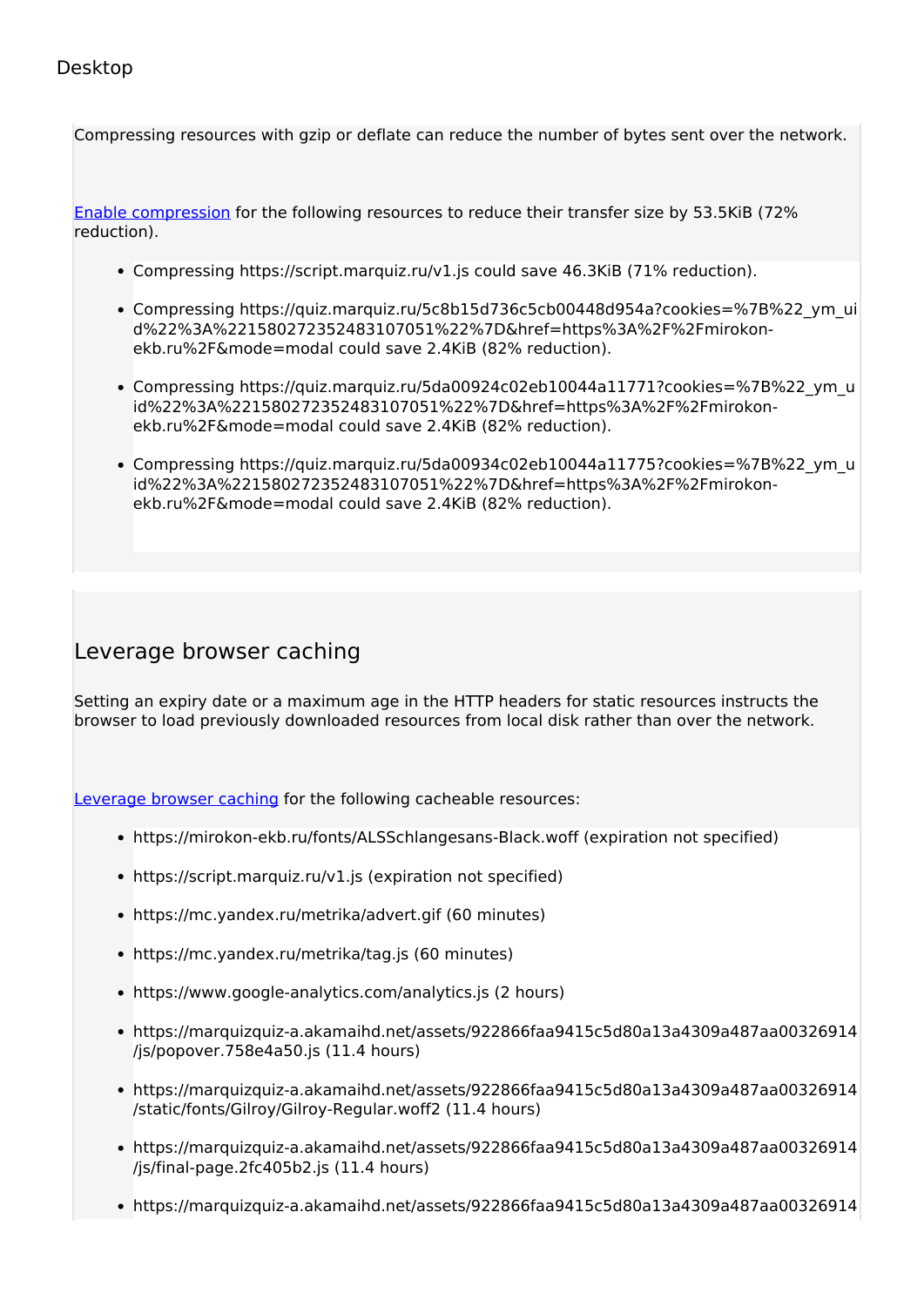Desktop

Compressing resources with gzip or deflate can reduce the number of bytes sent over the network.

[Enable compression](#) for the following resources to reduce their transfer size by 53.5KiB (72% reduction).

- Compressing https://script.marquiz.ru/v1.js could save 46.3KiB (71% reduction).
- Compressing https://quiz.marquiz.ru/5c8b15d736c5cb00448d954a?cookies=%7B%22_ym_uid%22%3A%221580272352483107051%22%7D&href=https%3A%2F%2Fmirokon-ekb.ru%2F&mode=modal could save 2.4KiB (82% reduction).
- Compressing https://quiz.marquiz.ru/5da00924c02eb10044a11771?cookies=%7B%22_ym_uid%22%3A%221580272352483107051%22%7D&href=https%3A%2F%2Fmirokon-ekb.ru%2F&mode=modal could save 2.4KiB (82% reduction).
- Compressing https://quiz.marquiz.ru/5da00934c02eb10044a11775?cookies=%7B%22_ym_uid%22%3A%221580272352483107051%22%7D&href=https%3A%2F%2Fmirokon-ekb.ru%2F&mode=modal could save 2.4KiB (82% reduction).

## Leverage browser caching

Setting an expiry date or a maximum age in the HTTP headers for static resources instructs the browser to load previously downloaded resources from local disk rather than over the network.

[Leverage browser caching](#) for the following cacheable resources:

- https://mirokon-ekb.ru/fonts/ALSSchlangesans-Black.woff (expiration not specified)
- https://script.marquiz.ru/v1.js (expiration not specified)
- https://mc.yandex.ru/metrika/advert.gif (60 minutes)
- https://mc.yandex.ru/metrika/tag.js (60 minutes)
- https://www.google-analytics.com/analytics.js (2 hours)
- https://marquizquiz-a.akamaihd.net/assets/922866faa9415c5d80a13a4309a487aa00326914/js/popover.758e4a50.js (11.4 hours)
- https://marquizquiz-a.akamaihd.net/assets/922866faa9415c5d80a13a4309a487aa00326914/static/fonts/Gilroy/Gilroy-Regular.woff2 (11.4 hours)
- https://marquizquiz-a.akamaihd.net/assets/922866faa9415c5d80a13a4309a487aa00326914/js/final-page.2fc405b2.js (11.4 hours)
- https://marquizquiz-a.akamaihd.net/assets/922866faa9415c5d80a13a4309a487aa00326914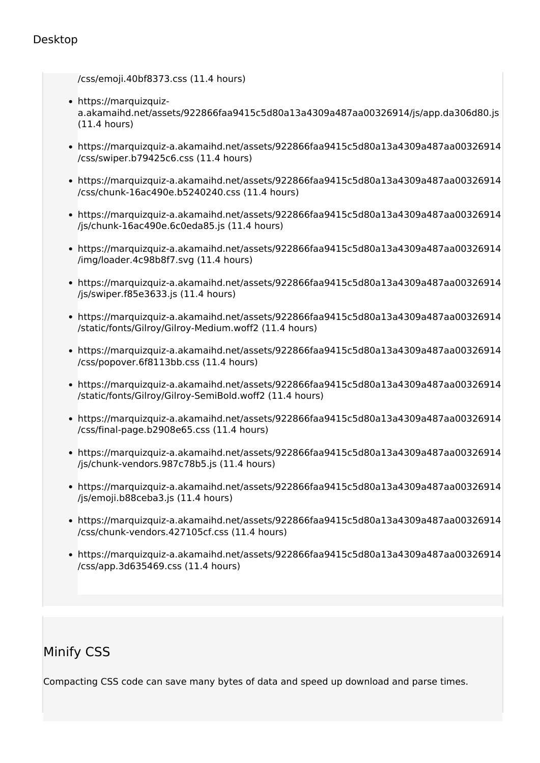Desktop

/css/emoji.40bf8373.css (11.4 hours)

- https://marquizquiz-a.akamaihd.net/assets/922866faa9415c5d80a13a4309a487aa00326914/js/app.da306d80.js (11.4 hours)
- https://marquizquiz-a.akamaihd.net/assets/922866faa9415c5d80a13a4309a487aa00326914/css/swiper.b79425c6.css (11.4 hours)
- https://marquizquiz-a.akamaihd.net/assets/922866faa9415c5d80a13a4309a487aa00326914/css/chunk-16ac490e.b5240240.css (11.4 hours)
- https://marquizquiz-a.akamaihd.net/assets/922866faa9415c5d80a13a4309a487aa00326914/js/chunk-16ac490e.6c0eda85.js (11.4 hours)
- https://marquizquiz-a.akamaihd.net/assets/922866faa9415c5d80a13a4309a487aa00326914/img/loader.4c98b8f7.svg (11.4 hours)
- https://marquizquiz-a.akamaihd.net/assets/922866faa9415c5d80a13a4309a487aa00326914/js/swiper.f85e3633.js (11.4 hours)
- https://marquizquiz-a.akamaihd.net/assets/922866faa9415c5d80a13a4309a487aa00326914/static/fonts/Gilroy/Gilroy-Medium.woff2 (11.4 hours)
- https://marquizquiz-a.akamaihd.net/assets/922866faa9415c5d80a13a4309a487aa00326914/css/popover.6f8113bb.css (11.4 hours)
- https://marquizquiz-a.akamaihd.net/assets/922866faa9415c5d80a13a4309a487aa00326914/static/fonts/Gilroy/Gilroy-SemiBold.woff2 (11.4 hours)
- https://marquizquiz-a.akamaihd.net/assets/922866faa9415c5d80a13a4309a487aa00326914/css/final-page.b2908e65.css (11.4 hours)
- https://marquizquiz-a.akamaihd.net/assets/922866faa9415c5d80a13a4309a487aa00326914/js/chunk-vendors.987c78b5.js (11.4 hours)
- https://marquizquiz-a.akamaihd.net/assets/922866faa9415c5d80a13a4309a487aa00326914/js/emoji.b88ceba3.js (11.4 hours)
- https://marquizquiz-a.akamaihd.net/assets/922866faa9415c5d80a13a4309a487aa00326914/css/chunk-vendors.427105cf.css (11.4 hours)
- https://marquizquiz-a.akamaihd.net/assets/922866faa9415c5d80a13a4309a487aa00326914/css/app.3d635469.css (11.4 hours)

## Minify CSS

Compacting CSS code can save many bytes of data and speed up download and parse times.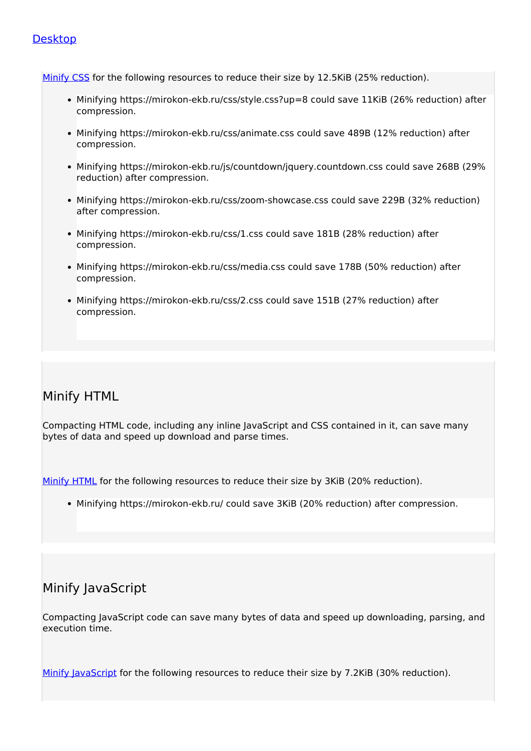Desktop

Minify CSS for the following resources to reduce their size by 12.5KiB (25% reduction).

- Minifying https://mirokon-ekb.ru/css/style.css?up=8 could save 11KiB (26% reduction) after compression.
- Minifying https://mirokon-ekb.ru/css/animate.css could save 489B (12% reduction) after compression.
- Minifying https://mirokon-ekb.ru/js/countdown/jquery.countdown.css could save 268B (29% reduction) after compression.
- Minifying https://mirokon-ekb.ru/css/zoom-showcase.css could save 229B (32% reduction) after compression.
- Minifying https://mirokon-ekb.ru/css/1.css could save 181B (28% reduction) after compression.
- Minifying https://mirokon-ekb.ru/css/media.css could save 178B (50% reduction) after compression.
- Minifying https://mirokon-ekb.ru/css/2.css could save 151B (27% reduction) after compression.

## Minify HTML

Compacting HTML code, including any inline JavaScript and CSS contained in it, can save many bytes of data and speed up download and parse times.

Minify HTML for the following resources to reduce their size by 3KiB (20% reduction).

- Minifying https://mirokon-ekb.ru/ could save 3KiB (20% reduction) after compression.

## Minify JavaScript

Compacting JavaScript code can save many bytes of data and speed up downloading, parsing, and execution time.

Minify JavaScript for the following resources to reduce their size by 7.2KiB (30% reduction).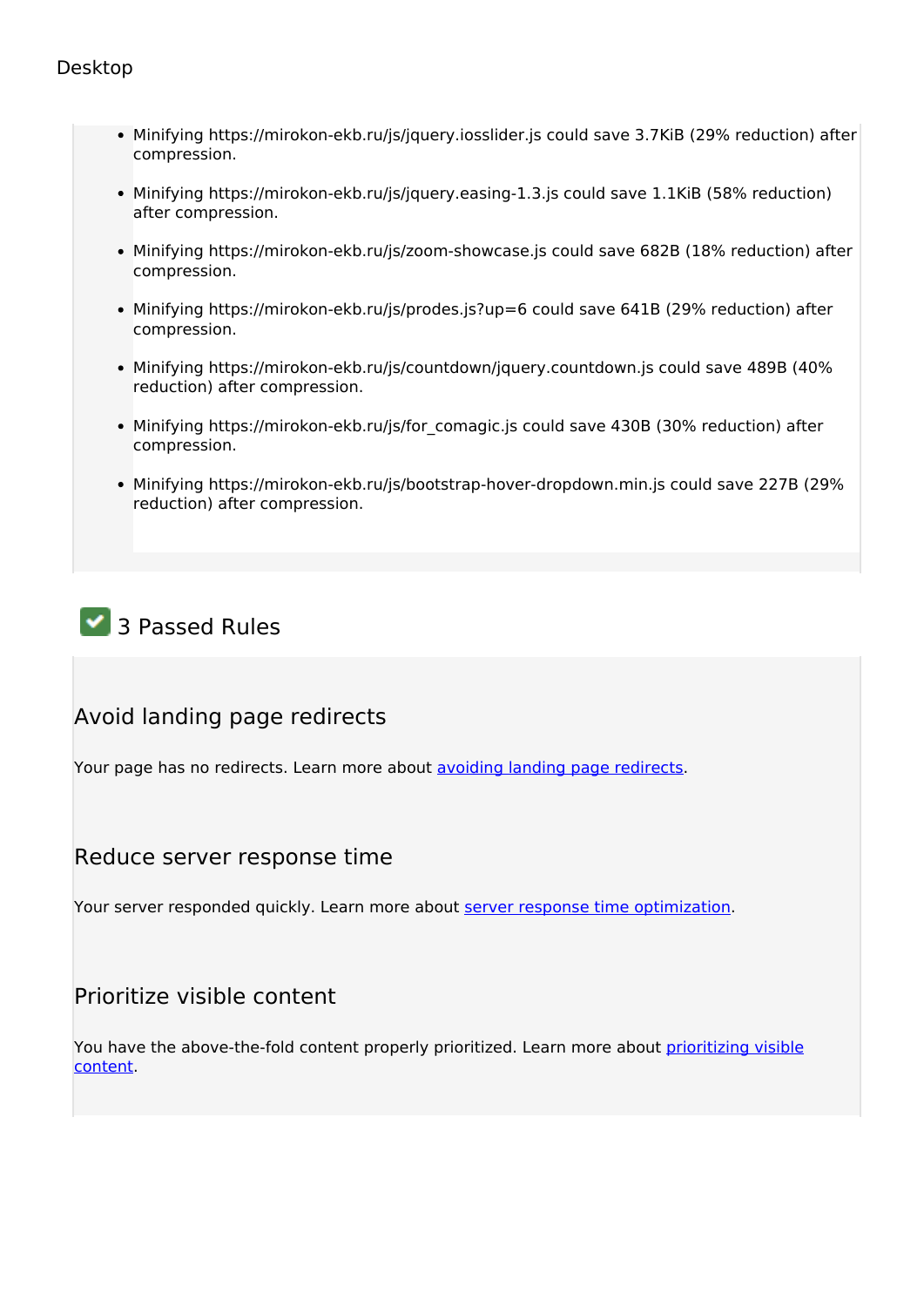Desktop

- Minifying https://mirokon-ekb.ru/js/jquery.iosslider.js could save 3.7KiB (29% reduction) after compression.
- Minifying https://mirokon-ekb.ru/js/jquery.easing-1.3.js could save 1.1KiB (58% reduction) after compression.
- Minifying https://mirokon-ekb.ru/js/zoom-showcase.js could save 682B (18% reduction) after compression.
- Minifying https://mirokon-ekb.ru/js/prodes.js?up=6 could save 641B (29% reduction) after compression.
- Minifying https://mirokon-ekb.ru/js/countdown/jquery.countdown.js could save 489B (40% reduction) after compression.
- Minifying https://mirokon-ekb.ru/js/for_comagic.js could save 430B (30% reduction) after compression.
- Minifying https://mirokon-ekb.ru/js/bootstrap-hover-dropdown.min.js could save 227B (29% reduction) after compression.

## 3 Passed Rules

### Avoid landing page redirects

Your page has no redirects. Learn more about avoiding landing page redirects.

### Reduce server response time

Your server responded quickly. Learn more about server response time optimization.

### Prioritize visible content

You have the above-the-fold content properly prioritized. Learn more about prioritizing visible content.